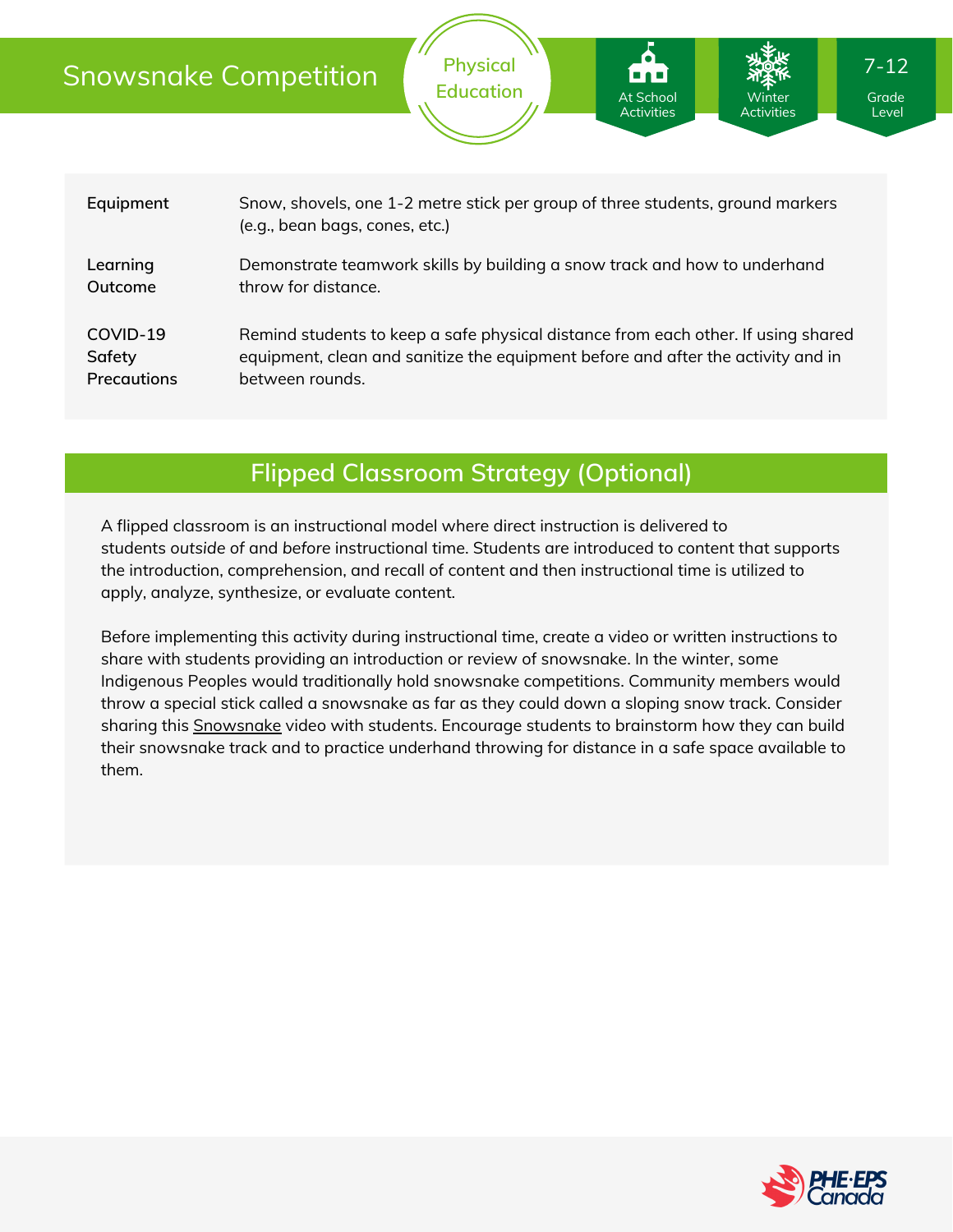# Snowsnake Competition

Physical Education

At School Activities | Winter Activities | 7-12 Grade Level

| | |
|---|---|
| **Equipment** | Snow, shovels, one 1-2 metre stick per group of three students, ground markers (e.g., bean bags, cones, etc.) |
| **Learning Outcome** | Demonstrate teamwork skills by building a snow track and how to underhand throw for distance. |
| **COVID-19 Safety Precautions** | Remind students to keep a safe physical distance from each other. If using shared equipment, clean and sanitize the equipment before and after the activity and in between rounds. |

## Flipped Classroom Strategy (Optional)

A flipped classroom is an instructional model where direct instruction is delivered to students *outside* of and *before* instructional time. Students are introduced to content that supports the introduction, comprehension, and recall of content and then instructional time is utilized to apply, analyze, synthesize, or evaluate content.

Before implementing this activity during instructional time, create a video or written instructions to share with students providing an introduction or review of snowsnake. In the winter, some Indigenous Peoples would traditionally hold snowsnake competitions. Community members would throw a special stick called a snowsnake as far as they could down a sloping snow track. Consider sharing this Snowsnake video with students. Encourage students to brainstorm how they can build their snowsnake track and to practice underhand throwing for distance in a safe space available to them.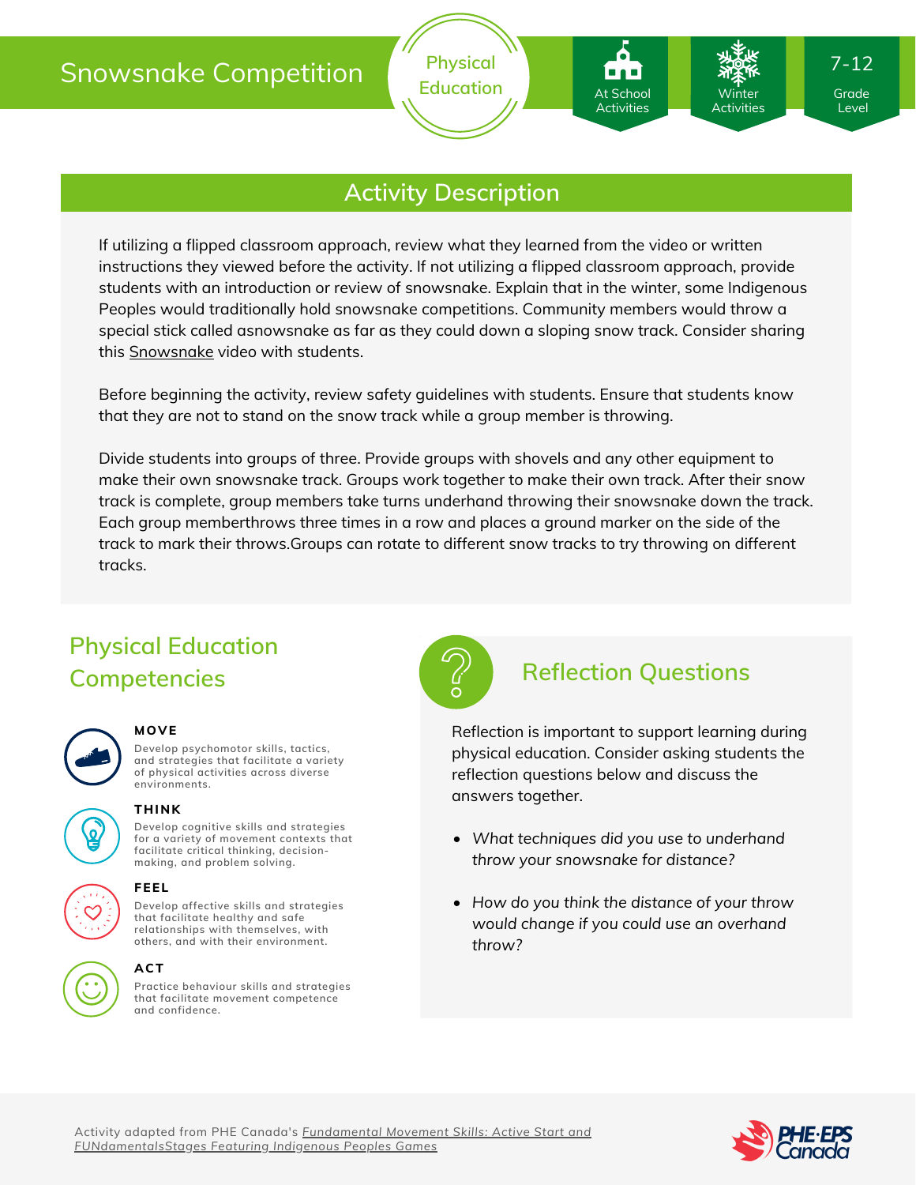# Snowsnake Competition

Physical Education

At School Activities

Winter Activities

7-12 Grade Level

## Activity Description

If utilizing a flipped classroom approach, review what they learned from the video or written instructions they viewed before the activity. If not utilizing a flipped classroom approach, provide students with an introduction or review of snowsnake. Explain that in the winter, some Indigenous Peoples would traditionally hold snowsnake competitions. Community members would throw a special stick called asnowsnake as far as they could down a sloping snow track. Consider sharing this Snowsnake video with students.

Before beginning the activity, review safety guidelines with students. Ensure that students know that they are not to stand on the snow track while a group member is throwing.

Divide students into groups of three. Provide groups with shovels and any other equipment to make their own snowsnake track. Groups work together to make their own track. After their snow track is complete, group members take turns underhand throwing their snowsnake down the track. Each group memberthrows three times in a row and places a ground marker on the side of the track to mark their throws.Groups can rotate to different snow tracks to try throwing on different tracks.

## Physical Education Competencies

**MOVE**

Develop psychomotor skills, tactics, and strategies that facilitate a variety of physical activities across diverse environments.

**THINK**

Develop cognitive skills and strategies for a variety of movement contexts that facilitate critical thinking, decision-making, and problem solving.

**FEEL**

Develop affective skills and strategies that facilitate healthy and safe relationships with themselves, with others, and with their environment.

**ACT**

Practice behaviour skills and strategies that facilitate movement competence and confidence.

## Reflection Questions

Reflection is important to support learning during physical education. Consider asking students the reflection questions below and discuss the answers together.

- *What techniques did you use to underhand throw your snowsnake for distance?*
- *How do you think the distance of your throw would change if you could use an overhand throw?*

Activity adapted from PHE Canada's *Fundamental Movement Skills: Active Start and FUNdamentalsStages Featuring Indigenous Peoples Games*

PHE·EPS Canada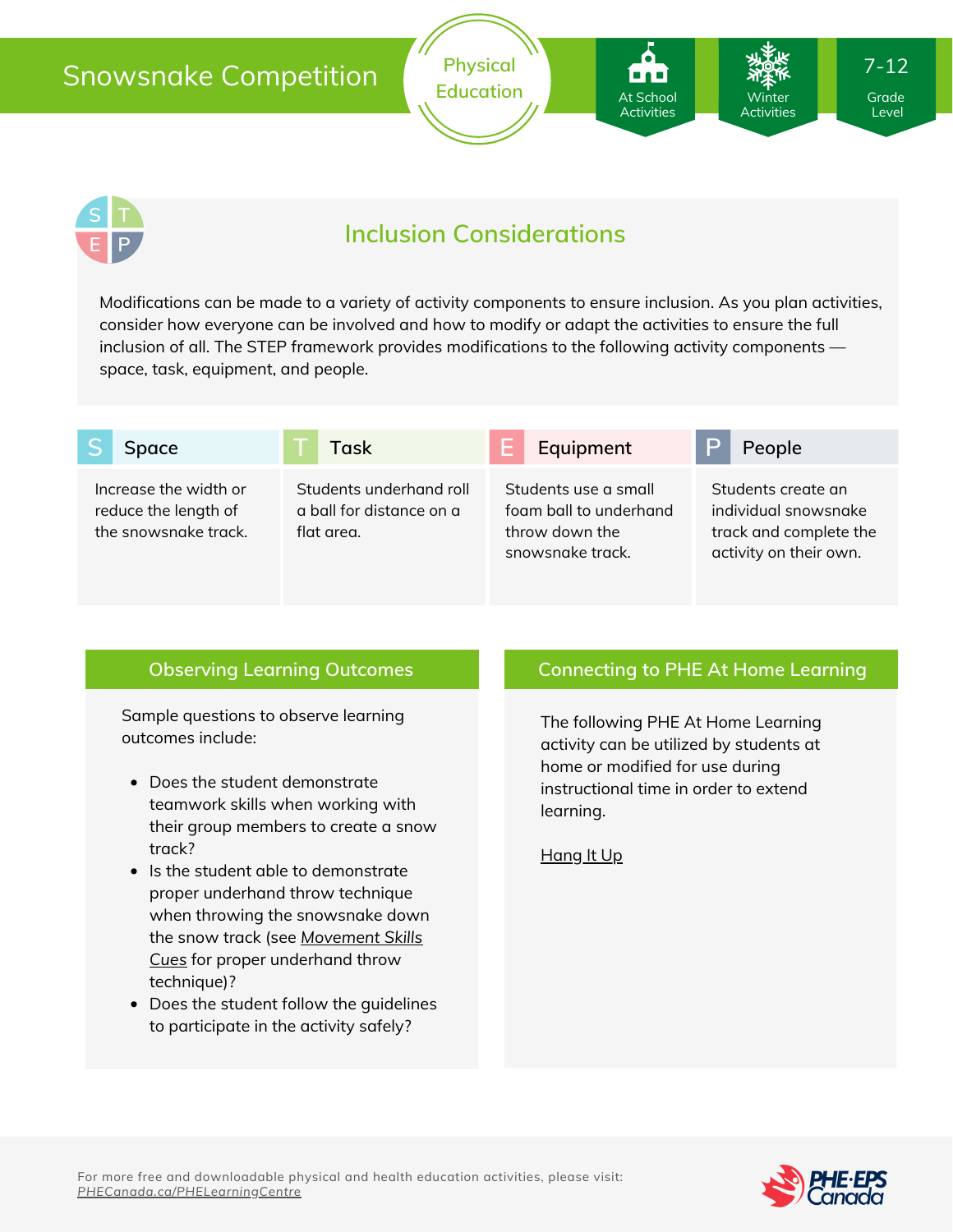# Snowsnake Competition

Physical Education

At School Activities

Winter Activities

7-12 Grade Level

## Inclusion Considerations

Modifications can be made to a variety of activity components to ensure inclusion. As you plan activities, consider how everyone can be involved and how to modify or adapt the activities to ensure the full inclusion of all. The STEP framework provides modifications to the following activity components — space, task, equipment, and people.

| S Space | T Task | E Equipment | P People |
|---|---|---|---|
| Increase the width or reduce the length of the snowsnake track. | Students underhand roll a ball for distance on a flat area. | Students use a small foam ball to underhand throw down the snowsnake track. | Students create an individual snowsnake track and complete the activity on their own. |

## Observing Learning Outcomes

Sample questions to observe learning outcomes include:

- Does the student demonstrate teamwork skills when working with their group members to create a snow track?
- Is the student able to demonstrate proper underhand throw technique when throwing the snowsnake down the snow track (see *Movement Skills Cues* for proper underhand throw technique)?
- Does the student follow the guidelines to participate in the activity safely?

## Connecting to PHE At Home Learning

The following PHE At Home Learning activity can be utilized by students at home or modified for use during instructional time in order to extend learning.

Hang It Up

For more free and downloadable physical and health education activities, please visit: PHECanada.ca/PHELearningCentre